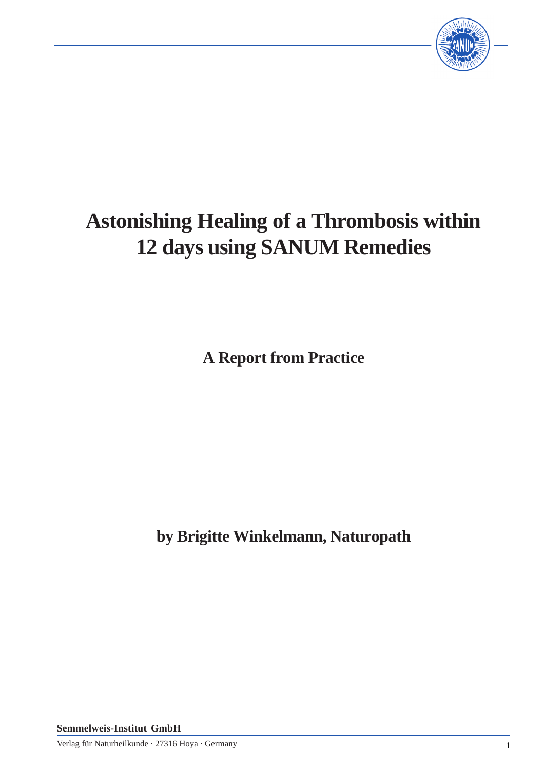# Astonishing Healing of a Thrombosis within 12 days using SANUM Remedies

**A Report from Practice**

**by Brigitte Winkelmann, Naturopath**

**Semmelweis-Institut GmbH**

Verlag für Naturheilkunde · 27316 Hoya · Germany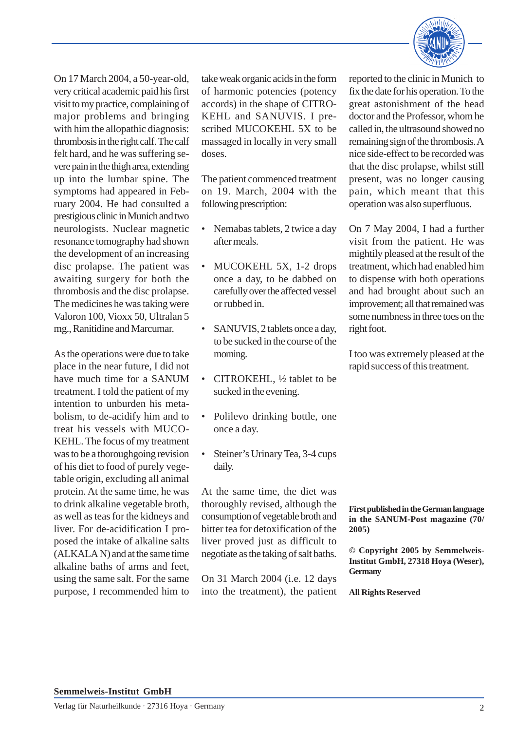On 17 March 2004, a 50-year-old, very critical academic paid his first visit to my practice, complaining of major problems and bringing with him the allopathic diagnosis: thrombosis in the right calf. The calf felt hard, and he was suffering severe pain in the thigh area, extending up into the lumbar spine. The symptoms had appeared in February 2004. He had consulted a prestigious clinic in Munich and two neurologists. Nuclear magnetic resonance tomography had shown the development of an increasing disc prolapse. The patient was awaiting surgery for both the thrombosis and the disc prolapse. The medicines he was taking were Valoron 100, Vioxx 50, Ultralan 5 mg., Ranitidine and Marcumar.

As the operations were due to take place in the near future, I did not have much time for a SANUM treatment. I told the patient of my intention to unburden his metabolism, to de-acidify him and to treat his vessels with MUCOKEHL. The focus of my treatment was to be a thoroughgoing revision of his diet to food of purely vegetable origin, excluding all animal protein. At the same time, he was to drink alkaline vegetable broth, as well as teas for the kidneys and liver. For de-acidification I proposed the intake of alkaline salts (ALKALA N) and at the same time alkaline baths of arms and feet, using the same salt. For the same purpose, I recommended him to take weak organic acids in the form of harmonic potencies (potency accords) in the shape of CITROKEHL and SANUVIS. I prescribed MUCOKEHL 5X to be massaged in locally in very small doses.

The patient commenced treatment on 19. March, 2004 with the following prescription:

- Nemabas tablets, 2 twice a day after meals.
- MUCOKEHL 5X, 1-2 drops once a day, to be dabbed on carefully over the affected vessel or rubbed in.
- SANUVIS, 2 tablets once a day, to be sucked in the course of the morning.
- CITROKEHL, ½ tablet to be sucked in the evening.
- Polilevo drinking bottle, one once a day.
- Steiner's Urinary Tea, 3-4 cups daily.

At the same time, the diet was thoroughly revised, although the consumption of vegetable broth and bitter tea for detoxification of the liver proved just as difficult to negotiate as the taking of salt baths.

On 31 March 2004 (i.e. 12 days into the treatment), the patient reported to the clinic in Munich to fix the date for his operation. To the great astonishment of the head doctor and the Professor, whom he called in, the ultrasound showed no remaining sign of the thrombosis. A nice side-effect to be recorded was that the disc prolapse, whilst still present, was no longer causing pain, which meant that this operation was also superfluous.

On 7 May 2004, I had a further visit from the patient. He was mightily pleased at the result of the treatment, which had enabled him to dispense with both operations and had brought about such an improvement; all that remained was some numbness in three toes on the right foot.

I too was extremely pleased at the rapid success of this treatment.

**First published in the German language in the SANUM-Post magazine (70/ 2005)**

**© Copyright 2005 by Semmelweis-Institut GmbH, 27318 Hoya (Weser), Germany**

**All Rights Reserved**

**Semmelweis-Institut GmbH**

Verlag für Naturheilkunde · 27316 Hoya · Germany